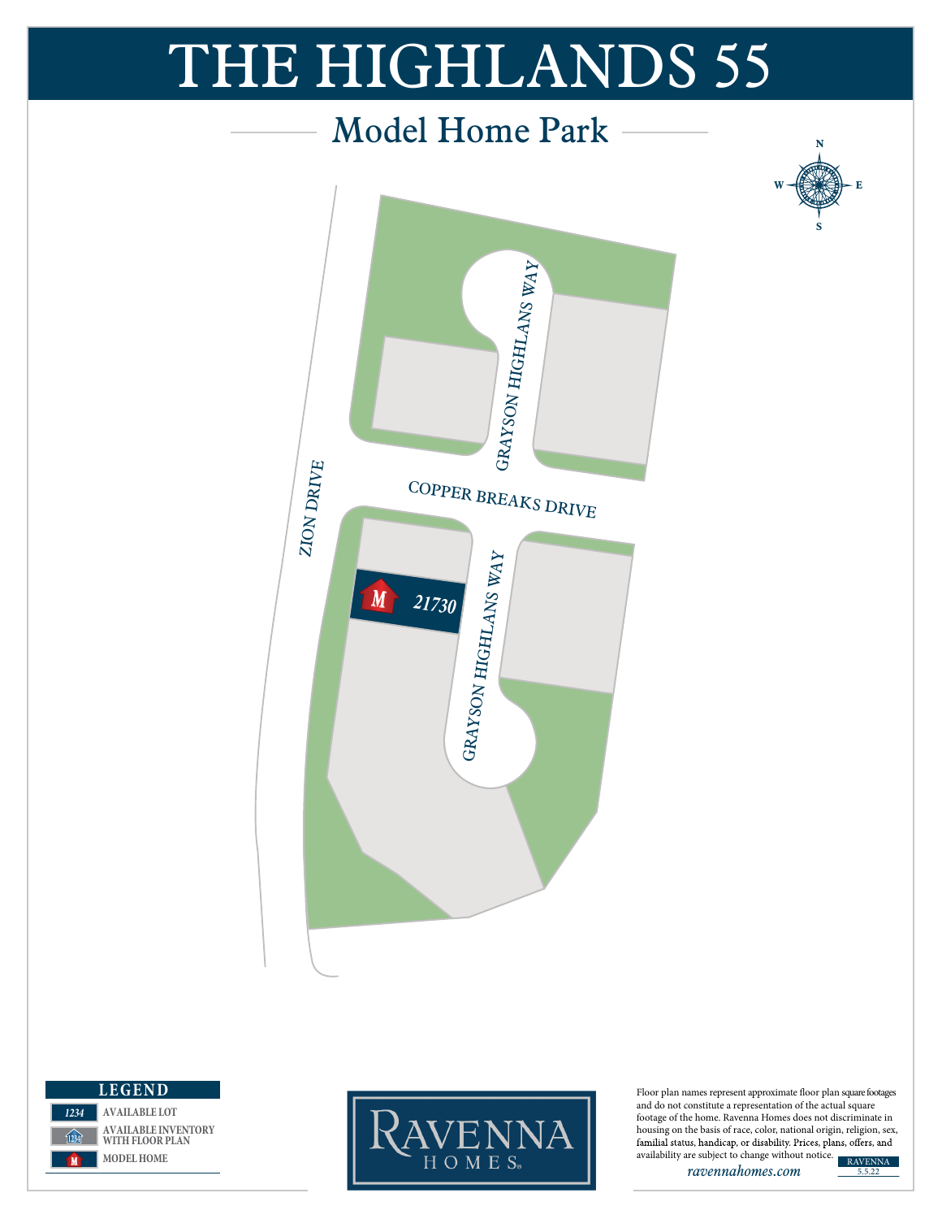# THE HIGHLANDS 55

## Model Home Park

N
W E
S

GRAYSON HIGHLANS WAY

COPPER BREAKS DRIVE

ZION DRIVE

M 21730

GRAYSON HIGHLANS WAY

**LEGEND**

| | |
|---|---|
| 1234 | AVAILABLE LOT |
| 1234 | AVAILABLE INVENTORY WITH FLOOR PLAN |
| M | MODEL HOME |

RAVENNA HOMES

Floor plan names represent approximate floor plan square footages and do not constitute a representation of the actual square footage of the home. Ravenna Homes does not discriminate in housing on the basis of race, color, national origin, religion, sex, familial status, handicap, or disability. Prices, plans, offers, and availability are subject to change without notice.

*ravennahomes.com*

RAVENNA 5.5.22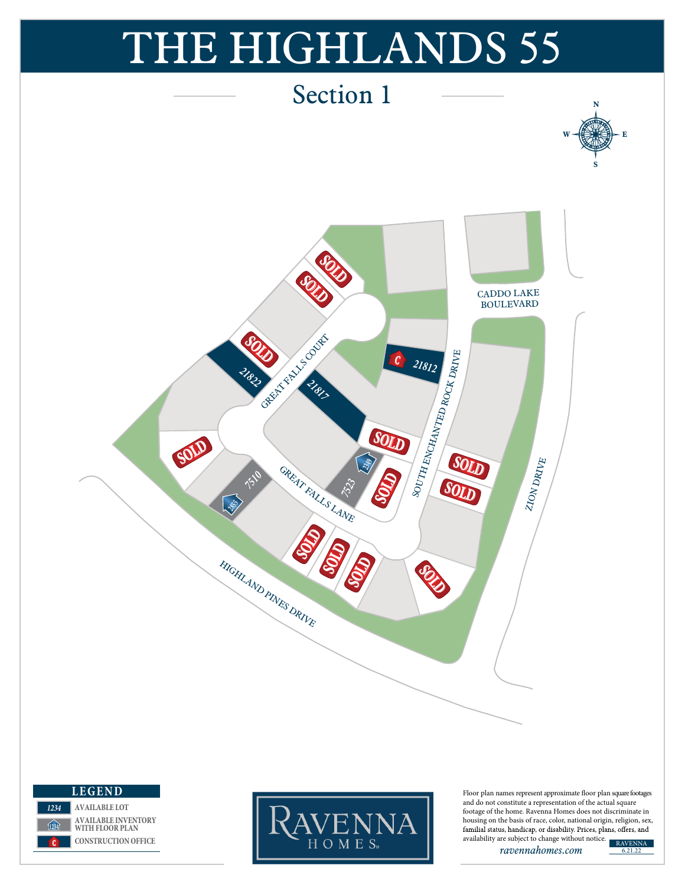# THE HIGHLANDS 55

## Section 1

N
W
E
S

CADDO LAKE BOULEVARD

ZION DRIVE

SOUTH ENCHANTED ROCK DRIVE

GREAT FALLS COURT

GREAT FALLS LANE

HIGHLAND PINES DRIVE

SOLD

SOLD

SOLD

21822

21817

21812

SOLD

SOLD

SOLD

SOLD

SOLD

7510

2855

7523

2349

SOLD

SOLD

SOLD

SOLD

SOLD

**LEGEND**

| | |
|---|---|
| 1234 | AVAILABLE LOT |
| 1234 | AVAILABLE INVENTORY WITH FLOOR PLAN |
| C | CONSTRUCTION OFFICE |

RAVENNA HOMES

Floor plan names represent approximate floor plan square footages and do not constitute a representation of the actual square footage of the home. Ravenna Homes does not discriminate in housing on the basis of race, color, national origin, religion, sex, familial status, handicap, or disability. Prices, plans, offers, and availability are subject to change without notice.

*ravennahomes.com*

RAVENNA
6.21.22